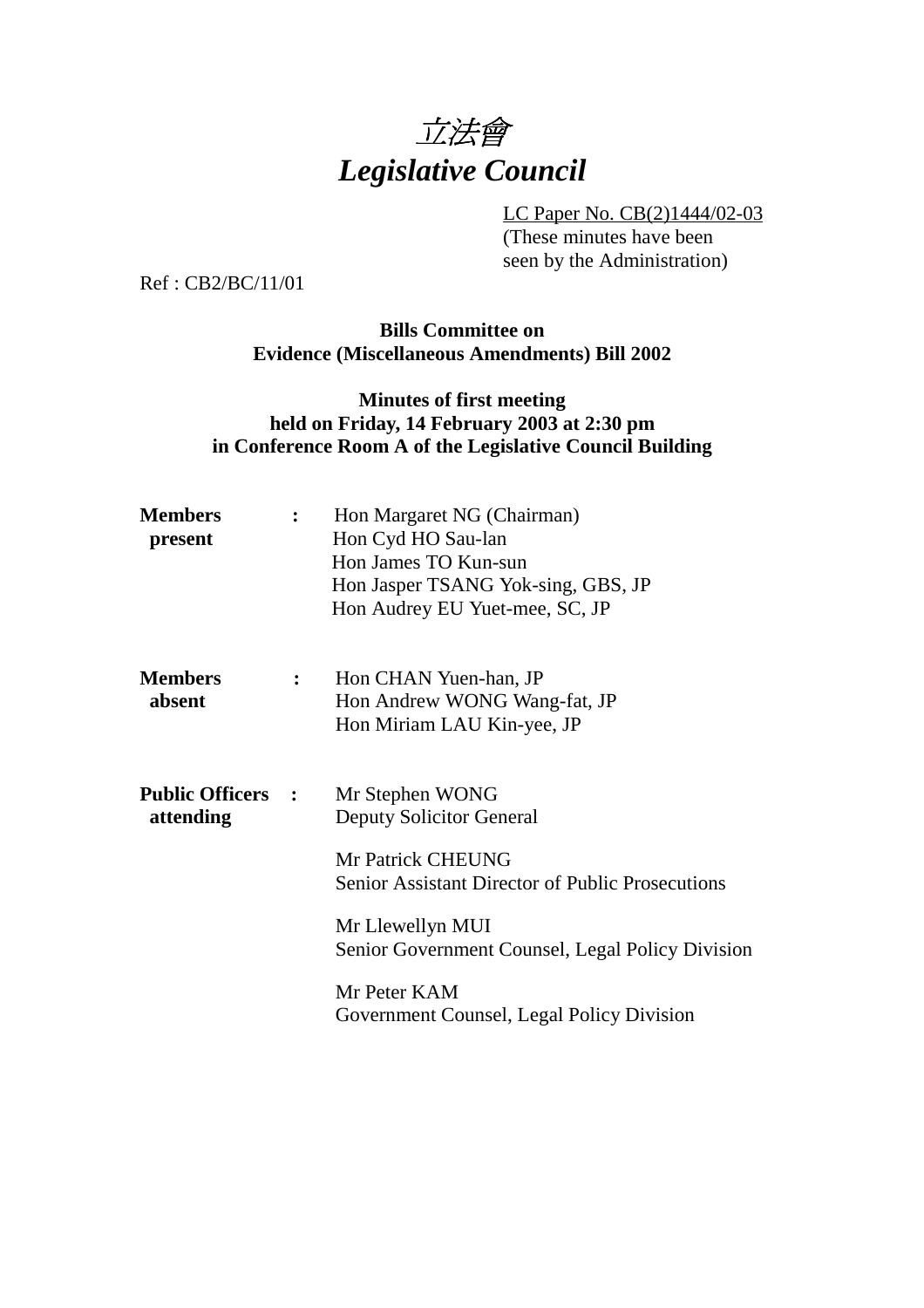# 立法會
# *Legislative Council*

LC Paper No. CB(2)1444/02-03
(These minutes have been seen by the Administration)

Ref : CB2/BC/11/01

**Bills Committee on**
**Evidence (Miscellaneous Amendments) Bill 2002**

**Minutes of first meeting**
**held on Friday, 14 February 2003 at 2:30 pm**
**in Conference Room A of the Legislative Council Building**

| | | |
|---|---|---|
| **Members present** | **:** | Hon Margaret NG (Chairman)<br>Hon Cyd HO Sau-lan<br>Hon James TO Kun-sun<br>Hon Jasper TSANG Yok-sing, GBS, JP<br>Hon Audrey EU Yuet-mee, SC, JP |
| **Members absent** | **:** | Hon CHAN Yuen-han, JP<br>Hon Andrew WONG Wang-fat, JP<br>Hon Miriam LAU Kin-yee, JP |
| **Public Officers attending** | **:** | Mr Stephen WONG<br>Deputy Solicitor General<br><br>Mr Patrick CHEUNG<br>Senior Assistant Director of Public Prosecutions<br><br>Mr Llewellyn MUI<br>Senior Government Counsel, Legal Policy Division<br><br>Mr Peter KAM<br>Government Counsel, Legal Policy Division |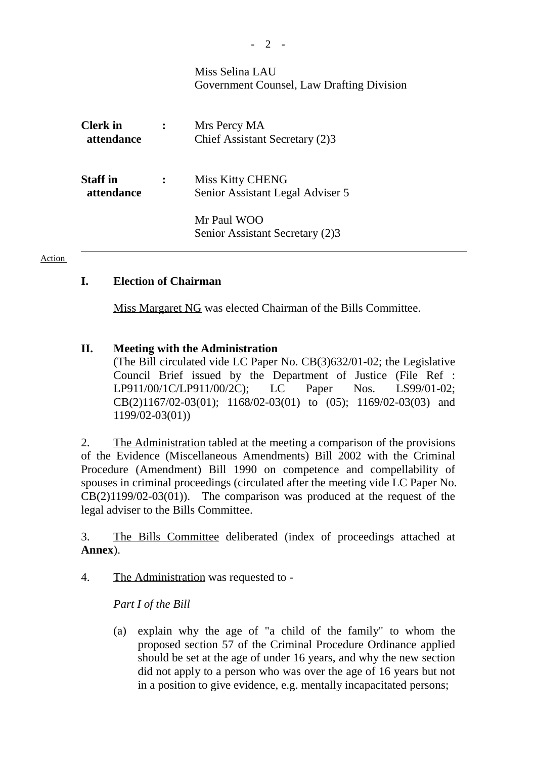Miss Selina LAU
Government Counsel, Law Drafting Division

| | | |
|---|---|---|
| **Clerk in attendance** | : | Mrs Percy MA<br>Chief Assistant Secretary (2)3 |
| **Staff in attendance** | : | Miss Kitty CHENG<br>Senior Assistant Legal Adviser 5<br><br>Mr Paul WOO<br>Senior Assistant Secretary (2)3 |

---

Action

## I. Election of Chairman

Miss Margaret NG was elected Chairman of the Bills Committee.

## II. Meeting with the Administration

(The Bill circulated vide LC Paper No. CB(3)632/01-02; the Legislative Council Brief issued by the Department of Justice (File Ref : LP911/00/1C/LP911/00/2C); LC Paper Nos. LS99/01-02; CB(2)1167/02-03(01); 1168/02-03(01) to (05); 1169/02-03(03) and 1199/02-03(01))

2. The Administration tabled at the meeting a comparison of the provisions of the Evidence (Miscellaneous Amendments) Bill 2002 with the Criminal Procedure (Amendment) Bill 1990 on competence and compellability of spouses in criminal proceedings (circulated after the meeting vide LC Paper No. CB(2)1199/02-03(01)). The comparison was produced at the request of the legal adviser to the Bills Committee.

3. The Bills Committee deliberated (index of proceedings attached at **Annex**).

4. The Administration was requested to -

*Part I of the Bill*

(a) explain why the age of "a child of the family" to whom the proposed section 57 of the Criminal Procedure Ordinance applied should be set at the age of under 16 years, and why the new section did not apply to a person who was over the age of 16 years but not in a position to give evidence, e.g. mentally incapacitated persons;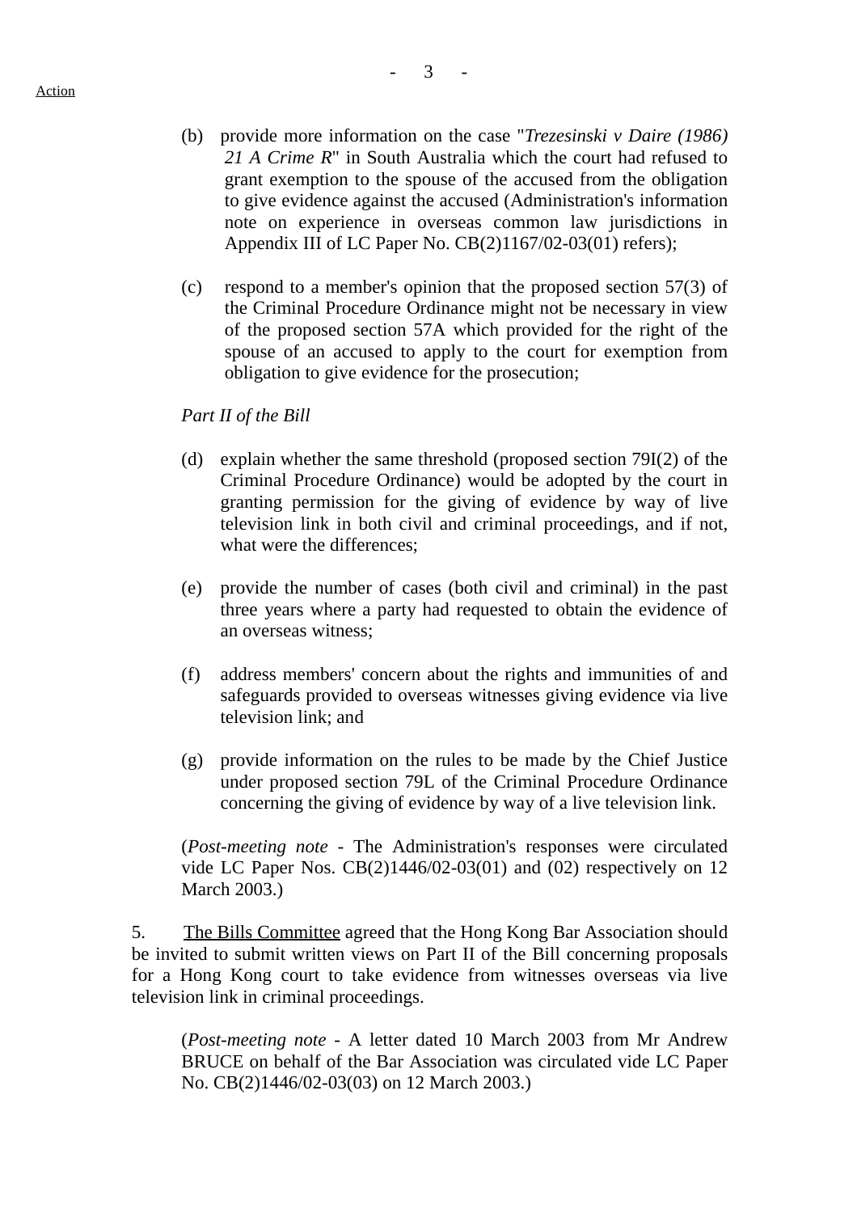(b) provide more information on the case "*Trezesinski v Daire (1986) 21 A Crime R*" in South Australia which the court had refused to grant exemption to the spouse of the accused from the obligation to give evidence against the accused (Administration's information note on experience in overseas common law jurisdictions in Appendix III of LC Paper No. CB(2)1167/02-03(01) refers);

(c) respond to a member's opinion that the proposed section 57(3) of the Criminal Procedure Ordinance might not be necessary in view of the proposed section 57A which provided for the right of the spouse of an accused to apply to the court for exemption from obligation to give evidence for the prosecution;

*Part II of the Bill*

(d) explain whether the same threshold (proposed section 79I(2) of the Criminal Procedure Ordinance) would be adopted by the court in granting permission for the giving of evidence by way of live television link in both civil and criminal proceedings, and if not, what were the differences;

(e) provide the number of cases (both civil and criminal) in the past three years where a party had requested to obtain the evidence of an overseas witness;

(f) address members' concern about the rights and immunities of and safeguards provided to overseas witnesses giving evidence via live television link; and

(g) provide information on the rules to be made by the Chief Justice under proposed section 79L of the Criminal Procedure Ordinance concerning the giving of evidence by way of a live television link.

(*Post-meeting note* - The Administration's responses were circulated vide LC Paper Nos. CB(2)1446/02-03(01) and (02) respectively on 12 March 2003.)

5. The Bills Committee agreed that the Hong Kong Bar Association should be invited to submit written views on Part II of the Bill concerning proposals for a Hong Kong court to take evidence from witnesses overseas via live television link in criminal proceedings.

(*Post-meeting note* - A letter dated 10 March 2003 from Mr Andrew BRUCE on behalf of the Bar Association was circulated vide LC Paper No. CB(2)1446/02-03(03) on 12 March 2003.)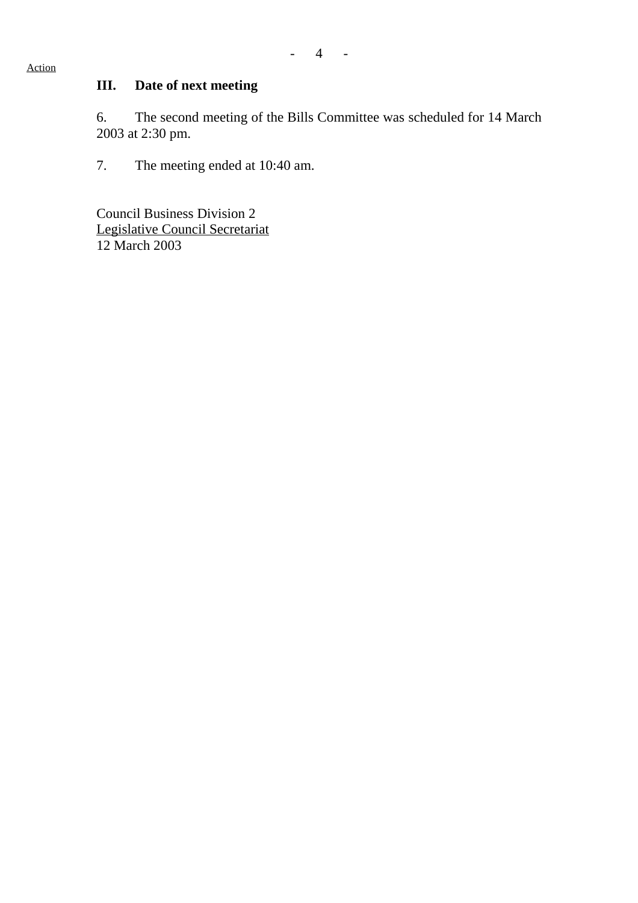Action

### III. Date of next meeting

6. The second meeting of the Bills Committee was scheduled for 14 March 2003 at 2:30 pm.

7. The meeting ended at 10:40 am.

Council Business Division 2
Legislative Council Secretariat
12 March 2003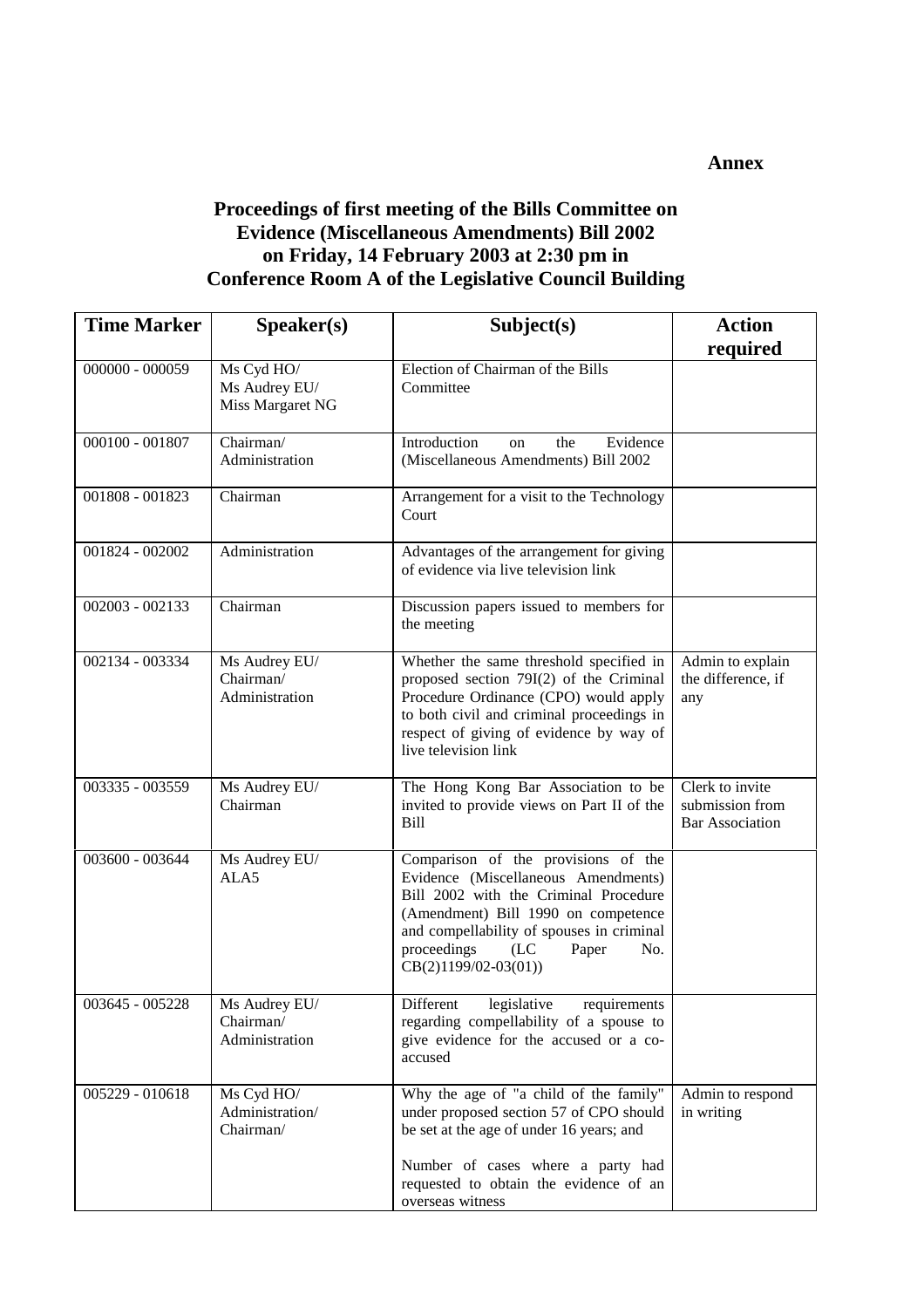**Annex**

# Proceedings of first meeting of the Bills Committee on Evidence (Miscellaneous Amendments) Bill 2002 on Friday, 14 February 2003 at 2:30 pm in Conference Room A of the Legislative Council Building

| Time Marker | Speaker(s) | Subject(s) | Action required |
|---|---|---|---|
| 000000 - 000059 | Ms Cyd HO/ Ms Audrey EU/ Miss Margaret NG | Election of Chairman of the Bills Committee | |
| 000100 - 001807 | Chairman/ Administration | Introduction on the Evidence (Miscellaneous Amendments) Bill 2002 | |
| 001808 - 001823 | Chairman | Arrangement for a visit to the Technology Court | |
| 001824 - 002002 | Administration | Advantages of the arrangement for giving of evidence via live television link | |
| 002003 - 002133 | Chairman | Discussion papers issued to members for the meeting | |
| 002134 - 003334 | Ms Audrey EU/ Chairman/ Administration | Whether the same threshold specified in proposed section 79I(2) of the Criminal Procedure Ordinance (CPO) would apply to both civil and criminal proceedings in respect of giving of evidence by way of live television link | Admin to explain the difference, if any |
| 003335 - 003559 | Ms Audrey EU/ Chairman | The Hong Kong Bar Association to be invited to provide views on Part II of the Bill | Clerk to invite submission from Bar Association |
| 003600 - 003644 | Ms Audrey EU/ ALA5 | Comparison of the provisions of the Evidence (Miscellaneous Amendments) Bill 2002 with the Criminal Procedure (Amendment) Bill 1990 on competence and compellability of spouses in criminal proceedings (LC Paper No. CB(2)1199/02-03(01)) | |
| 003645 - 005228 | Ms Audrey EU/ Chairman/ Administration | Different legislative requirements regarding compellability of a spouse to give evidence for the accused or a co-accused | |
| 005229 - 010618 | Ms Cyd HO/ Administration/ Chairman/ | Why the age of "a child of the family" under proposed section 57 of CPO should be set at the age of under 16 years; and<br><br>Number of cases where a party had requested to obtain the evidence of an overseas witness | Admin to respond in writing |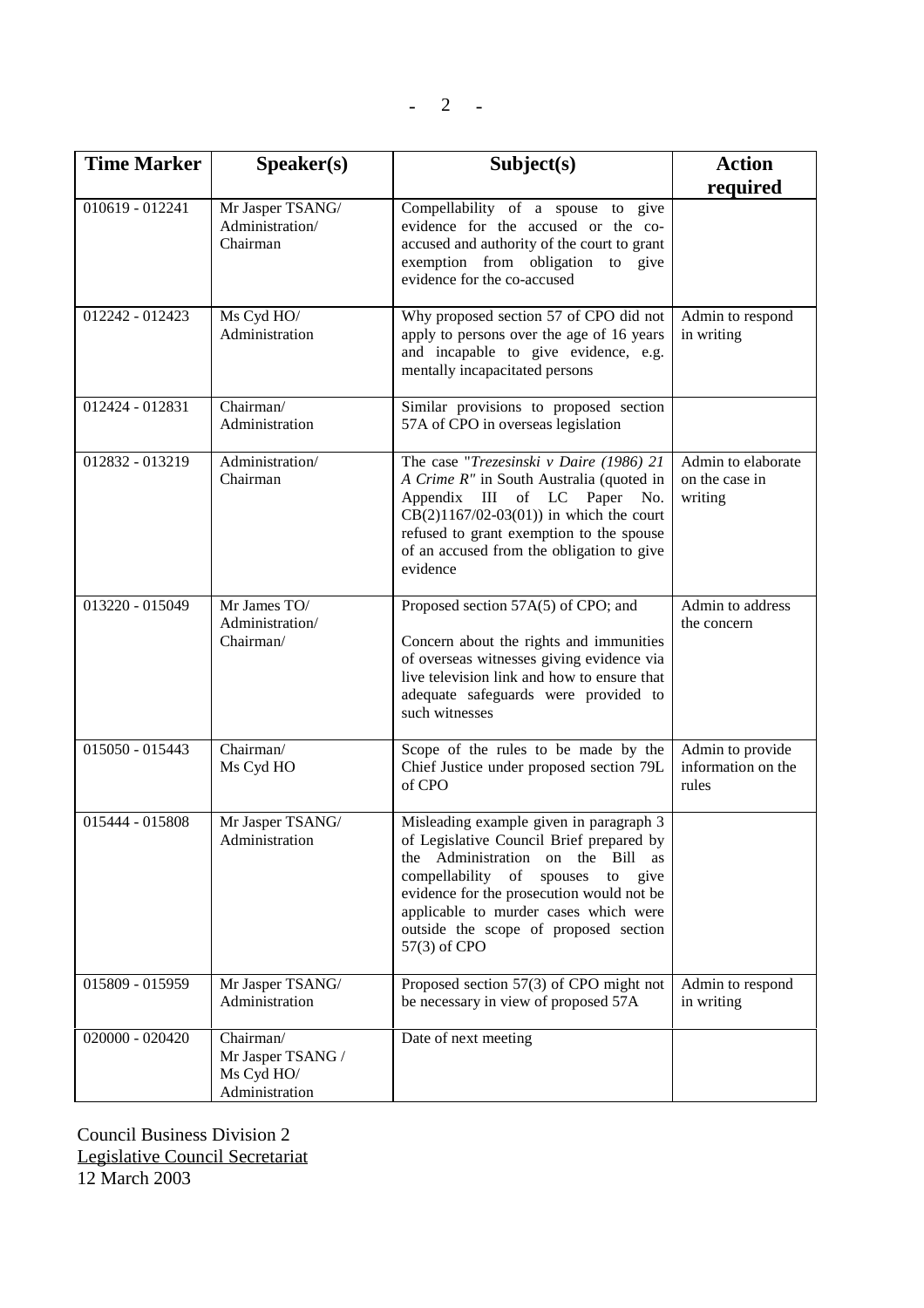| Time Marker | Speaker(s) | Subject(s) | Action required |
|---|---|---|---|
| 010619 - 012241 | Mr Jasper TSANG/ Administration/ Chairman | Compellability of a spouse to give evidence for the accused or the co-accused and authority of the court to grant exemption from obligation to give evidence for the co-accused | |
| 012242 - 012423 | Ms Cyd HO/ Administration | Why proposed section 57 of CPO did not apply to persons over the age of 16 years and incapable to give evidence, e.g. mentally incapacitated persons | Admin to respond in writing |
| 012424 - 012831 | Chairman/ Administration | Similar provisions to proposed section 57A of CPO in overseas legislation | |
| 012832 - 013219 | Administration/ Chairman | The case "*Trezesinski v Daire (1986) 21 A Crime R*" in South Australia (quoted in Appendix III of LC Paper No. CB(2)1167/02-03(01)) in which the court refused to grant exemption to the spouse of an accused from the obligation to give evidence | Admin to elaborate on the case in writing |
| 013220 - 015049 | Mr James TO/ Administration/ Chairman/ | Proposed section 57A(5) of CPO; and<br><br>Concern about the rights and immunities of overseas witnesses giving evidence via live television link and how to ensure that adequate safeguards were provided to such witnesses | Admin to address the concern |
| 015050 - 015443 | Chairman/ Ms Cyd HO | Scope of the rules to be made by the Chief Justice under proposed section 79L of CPO | Admin to provide information on the rules |
| 015444 - 015808 | Mr Jasper TSANG/ Administration | Misleading example given in paragraph 3 of Legislative Council Brief prepared by the Administration on the Bill as compellability of spouses to give evidence for the prosecution would not be applicable to murder cases which were outside the scope of proposed section 57(3) of CPO | |
| 015809 - 015959 | Mr Jasper TSANG/ Administration | Proposed section 57(3) of CPO might not be necessary in view of proposed 57A | Admin to respond in writing |
| 020000 - 020420 | Chairman/ Mr Jasper TSANG / Ms Cyd HO/ Administration | Date of next meeting | |

Council Business Division 2
Legislative Council Secretariat
12 March 2003